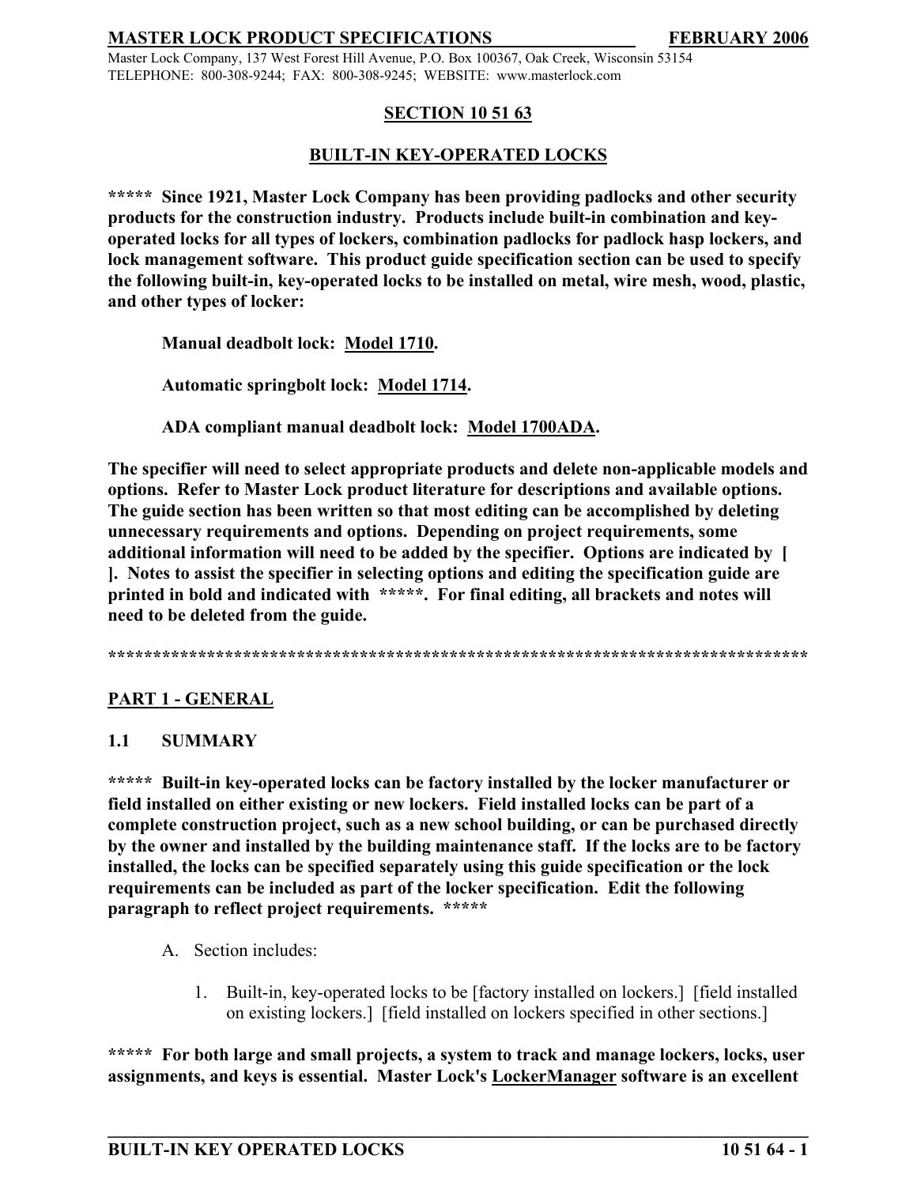**SECTION 10 51 63**

**BUILT-IN KEY-OPERATED LOCKS**

**\*\*\*\*\* Since 1921, Master Lock Company has been providing padlocks and other security products for the construction industry. Products include built-in combination and key-operated locks for all types of lockers, combination padlocks for padlock hasp lockers, and lock management software. This product guide specification section can be used to specify the following built-in, key-operated locks to be installed on metal, wire mesh, wood, plastic, and other types of locker:**

> **Manual deadbolt lock: Model 1710.**
>
> **Automatic springbolt lock: Model 1714.**
>
> **ADA compliant manual deadbolt lock: Model 1700ADA.**

**The specifier will need to select appropriate products and delete non-applicable models and options. Refer to Master Lock product literature for descriptions and available options. The guide section has been written so that most editing can be accomplished by deleting unnecessary requirements and options. Depending on project requirements, some additional information will need to be added by the specifier. Options are indicated by [ ]. Notes to assist the specifier in selecting options and editing the specification guide are printed in bold and indicated with \*\*\*\*\*. For final editing, all brackets and notes will need to be deleted from the guide.**

**\*\*\*\*\*\*\*\*\*\*\*\*\*\*\*\*\*\*\*\*\*\*\*\*\*\*\*\*\*\*\*\*\*\*\*\*\*\*\*\*\*\*\*\*\*\*\*\*\*\*\*\*\*\*\*\*\*\*\*\*\*\*\*\*\*\*\*\*\*\*\*\*\*\*\*\*\*\*\*\*\***

## PART 1 - GENERAL

### 1.1 SUMMARY

**\*\*\*\*\* Built-in key-operated locks can be factory installed by the locker manufacturer or field installed on either existing or new lockers. Field installed locks can be part of a complete construction project, such as a new school building, or can be purchased directly by the owner and installed by the building maintenance staff. If the locks are to be factory installed, the locks can be specified separately using this guide specification or the lock requirements can be included as part of the locker specification. Edit the following paragraph to reflect project requirements. \*\*\*\*\***

A. Section includes:

1. Built-in, key-operated locks to be [factory installed on lockers.] [field installed on existing lockers.] [field installed on lockers specified in other sections.]

**\*\*\*\*\* For both large and small projects, a system to track and manage lockers, locks, user assignments, and keys is essential. Master Lock's LockerManager software is an excellent**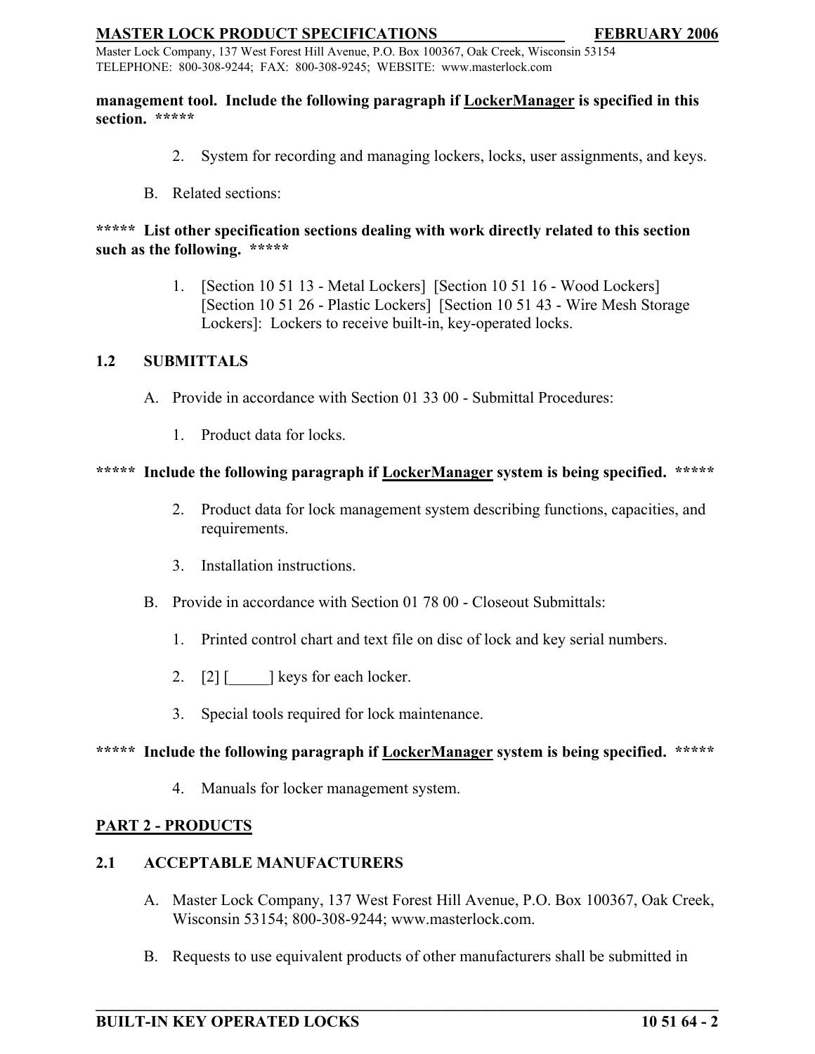**management tool. Include the following paragraph if LockerManager is specified in this section. *****

2. System for recording and managing lockers, locks, user assignments, and keys.

B. Related sections:

**\*\*\*\*\* List other specification sections dealing with work directly related to this section such as the following. *****

1. [Section 10 51 13 - Metal Lockers] [Section 10 51 16 - Wood Lockers] [Section 10 51 26 - Plastic Lockers] [Section 10 51 43 - Wire Mesh Storage Lockers]: Lockers to receive built-in, key-operated locks.

### 1.2 SUBMITTALS

A. Provide in accordance with Section 01 33 00 - Submittal Procedures:

1. Product data for locks.

**\*\*\*\*\* Include the following paragraph if LockerManager system is being specified. *****

2. Product data for lock management system describing functions, capacities, and requirements.

3. Installation instructions.

B. Provide in accordance with Section 01 78 00 - Closeout Submittals:

1. Printed control chart and text file on disc of lock and key serial numbers.

2. [2] [_____] keys for each locker.

3. Special tools required for lock maintenance.

**\*\*\*\*\* Include the following paragraph if LockerManager system is being specified. *****

4. Manuals for locker management system.

## PART 2 - PRODUCTS

### 2.1 ACCEPTABLE MANUFACTURERS

A. Master Lock Company, 137 West Forest Hill Avenue, P.O. Box 100367, Oak Creek, Wisconsin 53154; 800-308-9244; www.masterlock.com.

B. Requests to use equivalent products of other manufacturers shall be submitted in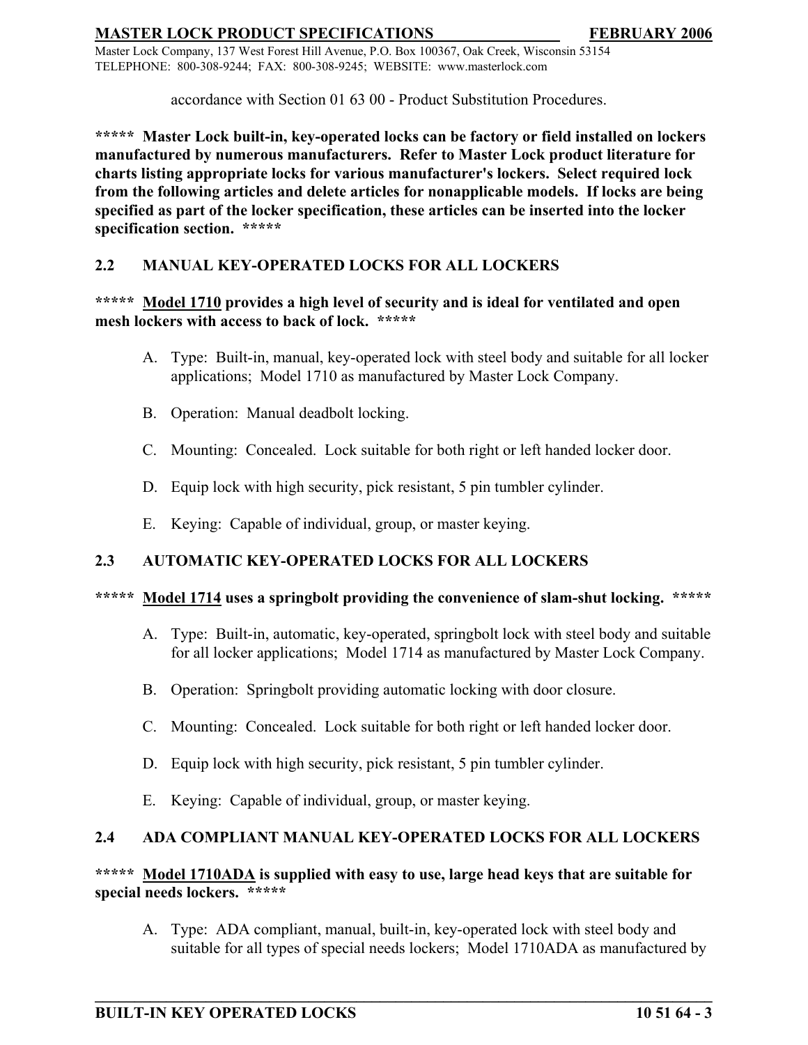accordance with Section 01 63 00 - Product Substitution Procedures.

**\*\*\*\*\* Master Lock built-in, key-operated locks can be factory or field installed on lockers manufactured by numerous manufacturers. Refer to Master Lock product literature for charts listing appropriate locks for various manufacturer's lockers. Select required lock from the following articles and delete articles for nonapplicable models. If locks are being specified as part of the locker specification, these articles can be inserted into the locker specification section. \*\*\*\*\***

## 2.2 MANUAL KEY-OPERATED LOCKS FOR ALL LOCKERS

**\*\*\*\*\* <u>Model 1710</u> provides a high level of security and is ideal for ventilated and open mesh lockers with access to back of lock. \*\*\*\*\***

A. Type: Built-in, manual, key-operated lock with steel body and suitable for all locker applications; Model 1710 as manufactured by Master Lock Company.

B. Operation: Manual deadbolt locking.

C. Mounting: Concealed. Lock suitable for both right or left handed locker door.

D. Equip lock with high security, pick resistant, 5 pin tumbler cylinder.

E. Keying: Capable of individual, group, or master keying.

## 2.3 AUTOMATIC KEY-OPERATED LOCKS FOR ALL LOCKERS

**\*\*\*\*\* <u>Model 1714</u> uses a springbolt providing the convenience of slam-shut locking. \*\*\*\*\***

A. Type: Built-in, automatic, key-operated, springbolt lock with steel body and suitable for all locker applications; Model 1714 as manufactured by Master Lock Company.

B. Operation: Springbolt providing automatic locking with door closure.

C. Mounting: Concealed. Lock suitable for both right or left handed locker door.

D. Equip lock with high security, pick resistant, 5 pin tumbler cylinder.

E. Keying: Capable of individual, group, or master keying.

## 2.4 ADA COMPLIANT MANUAL KEY-OPERATED LOCKS FOR ALL LOCKERS

**\*\*\*\*\* <u>Model 1710ADA</u> is supplied with easy to use, large head keys that are suitable for special needs lockers. \*\*\*\*\***

A. Type: ADA compliant, manual, built-in, key-operated lock with steel body and suitable for all types of special needs lockers; Model 1710ADA as manufactured by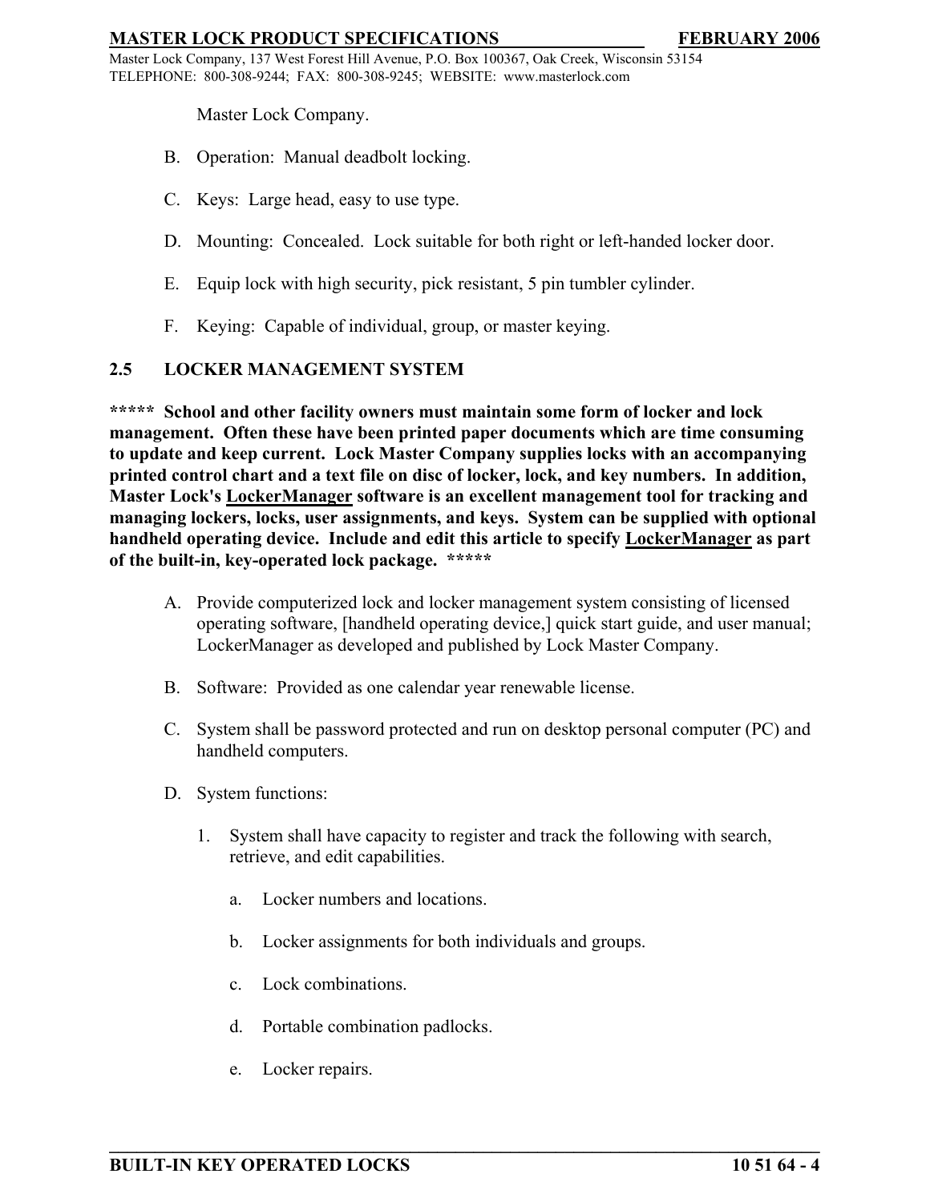Master Lock Company.

B. Operation: Manual deadbolt locking.

C. Keys: Large head, easy to use type.

D. Mounting: Concealed. Lock suitable for both right or left-handed locker door.

E. Equip lock with high security, pick resistant, 5 pin tumbler cylinder.

F. Keying: Capable of individual, group, or master keying.

## 2.5 LOCKER MANAGEMENT SYSTEM

**\*\*\*\*\* School and other facility owners must maintain some form of locker and lock management. Often these have been printed paper documents which are time consuming to update and keep current. Lock Master Company supplies locks with an accompanying printed control chart and a text file on disc of locker, lock, and key numbers. In addition, Master Lock's <u>LockerManager</u> software is an excellent management tool for tracking and managing lockers, locks, user assignments, and keys. System can be supplied with optional handheld operating device. Include and edit this article to specify <u>LockerManager</u> as part of the built-in, key-operated lock package. \*\*\*\*\***

A. Provide computerized lock and locker management system consisting of licensed operating software, [handheld operating device,] quick start guide, and user manual; LockerManager as developed and published by Lock Master Company.

B. Software: Provided as one calendar year renewable license.

C. System shall be password protected and run on desktop personal computer (PC) and handheld computers.

D. System functions:

1. System shall have capacity to register and track the following with search, retrieve, and edit capabilities.

   a. Locker numbers and locations.

   b. Locker assignments for both individuals and groups.

   c. Lock combinations.

   d. Portable combination padlocks.

   e. Locker repairs.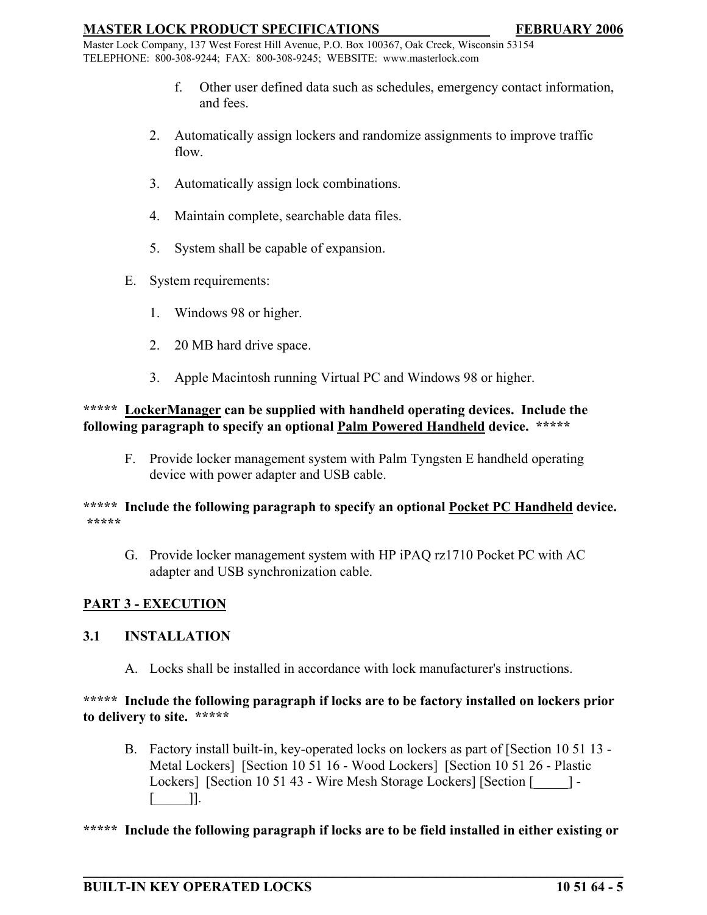f. Other user defined data such as schedules, emergency contact information, and fees.

2. Automatically assign lockers and randomize assignments to improve traffic flow.

3. Automatically assign lock combinations.

4. Maintain complete, searchable data files.

5. System shall be capable of expansion.

E. System requirements:

1. Windows 98 or higher.

2. 20 MB hard drive space.

3. Apple Macintosh running Virtual PC and Windows 98 or higher.

**\*\*\*\*\* <u>LockerManager</u> can be supplied with handheld operating devices. Include the following paragraph to specify an optional <u>Palm Powered Handheld</u> device. \*\*\*\*\***

F. Provide locker management system with Palm Tyngsten E handheld operating device with power adapter and USB cable.

**\*\*\*\*\* Include the following paragraph to specify an optional <u>Pocket PC Handheld</u> device. \*\*\*\*\***

G. Provide locker management system with HP iPAQ rz1710 Pocket PC with AC adapter and USB synchronization cable.

## <u>PART 3 - EXECUTION</u>

### 3.1 INSTALLATION

A. Locks shall be installed in accordance with lock manufacturer's instructions.

**\*\*\*\*\* Include the following paragraph if locks are to be factory installed on lockers prior to delivery to site. \*\*\*\*\***

B. Factory install built-in, key-operated locks on lockers as part of [Section 10 51 13 - Metal Lockers] [Section 10 51 16 - Wood Lockers] [Section 10 51 26 - Plastic Lockers] [Section 10 51 43 - Wire Mesh Storage Lockers] [Section [_____] - [_____]].

**\*\*\*\*\* Include the following paragraph if locks are to be field installed in either existing or**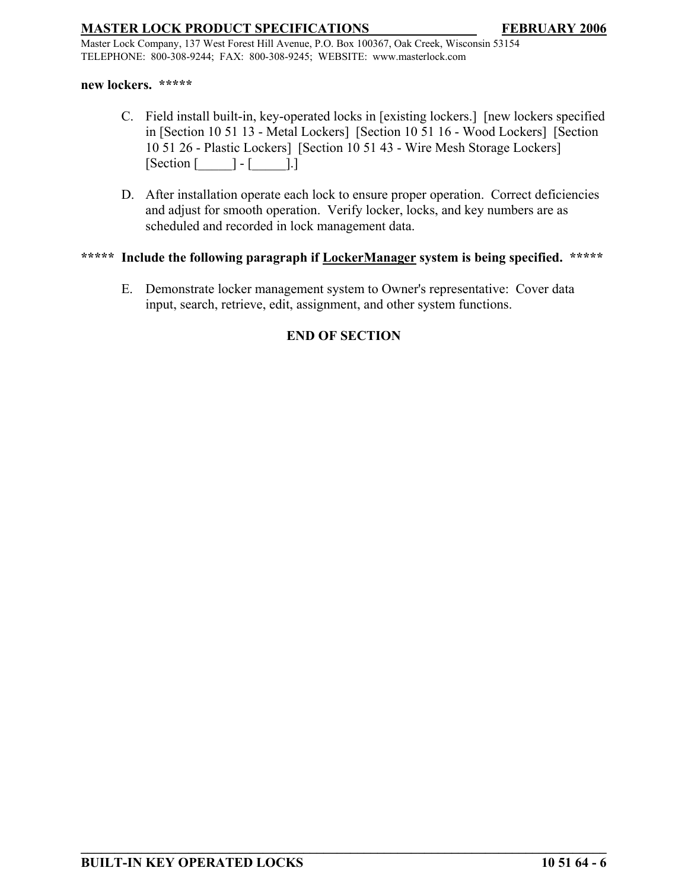**new lockers. *****

C. Field install built-in, key-operated locks in [existing lockers.] [new lockers specified in [Section 10 51 13 - Metal Lockers] [Section 10 51 16 - Wood Lockers] [Section 10 51 26 - Plastic Lockers] [Section 10 51 43 - Wire Mesh Storage Lockers] [Section [_____] - [_____].]

D. After installation operate each lock to ensure proper operation. Correct deficiencies and adjust for smooth operation. Verify locker, locks, and key numbers are as scheduled and recorded in lock management data.

**\*\*\*\*\* Include the following paragraph if LockerManager system is being specified. \*\*\*\*\***

E. Demonstrate locker management system to Owner's representative: Cover data input, search, retrieve, edit, assignment, and other system functions.

**END OF SECTION**